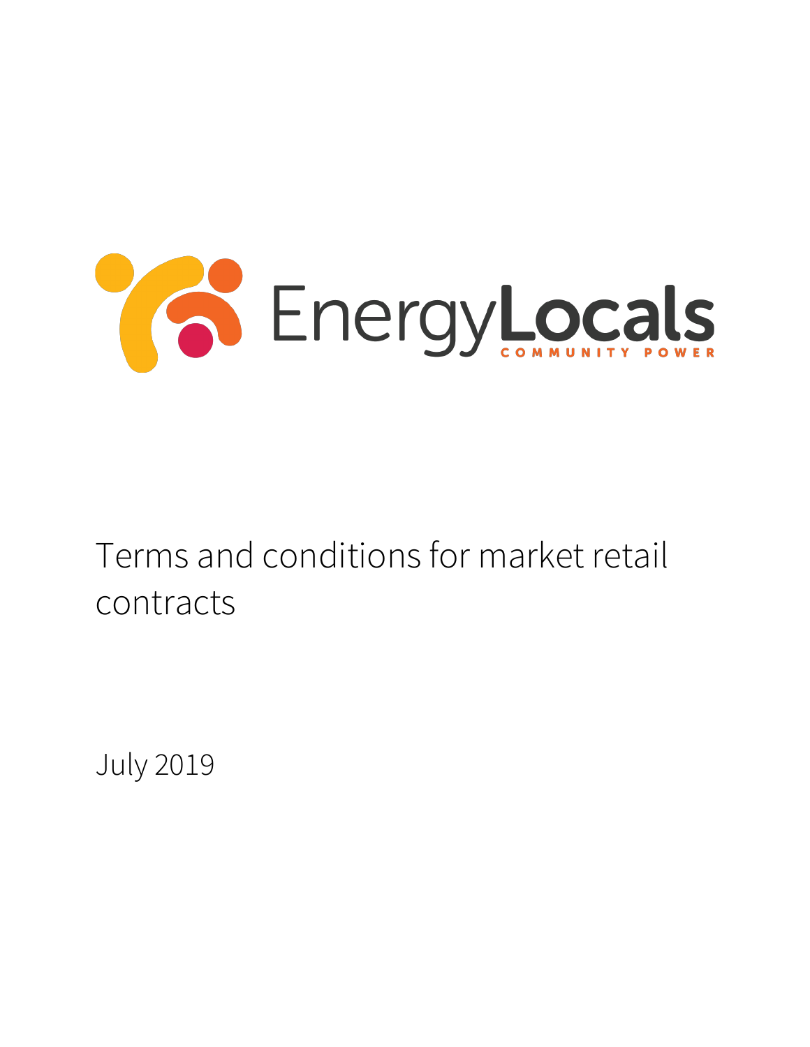EnergyLocals

COMMUNITY POWER

# Terms and conditions for market retail contracts

July 2019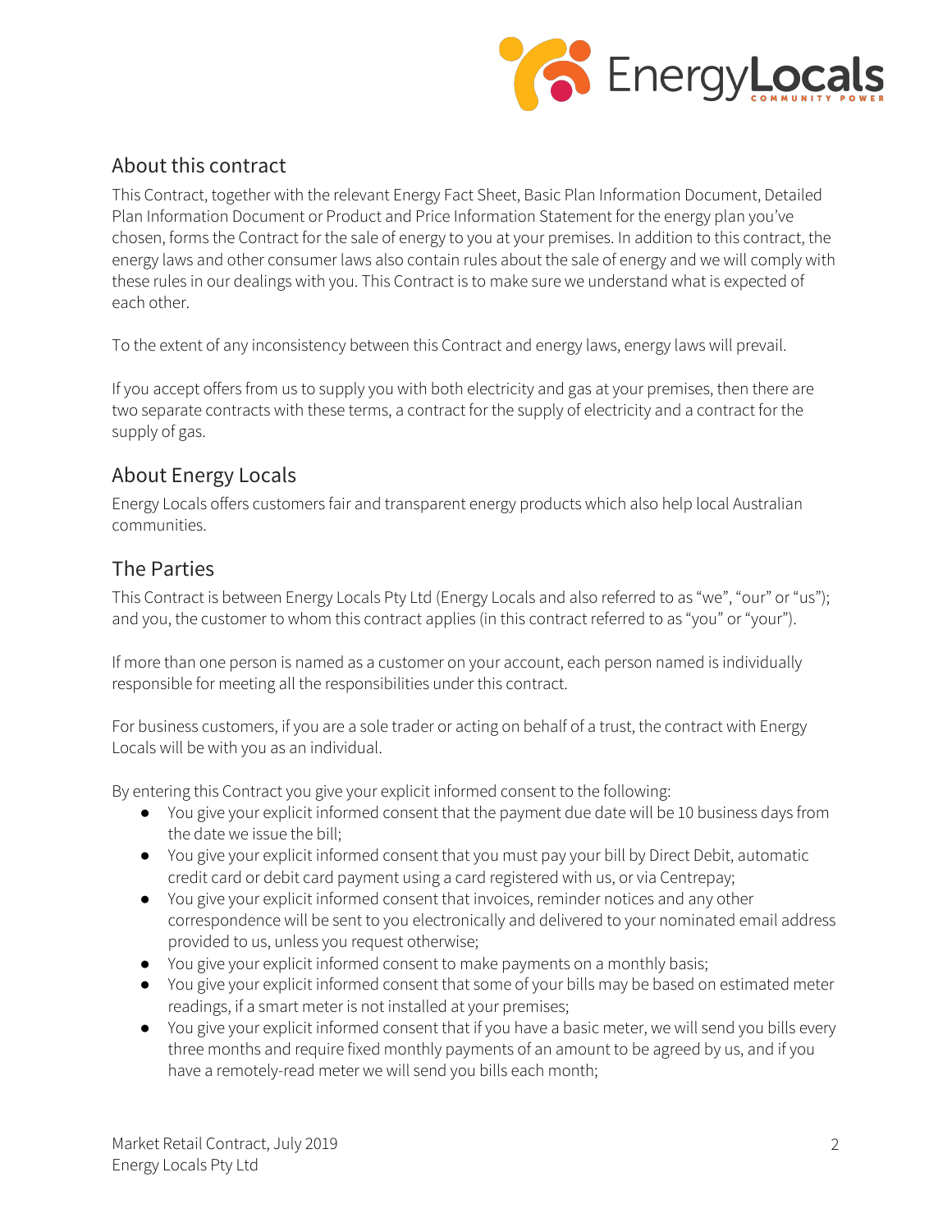## About this contract

This Contract, together with the relevant Energy Fact Sheet, Basic Plan Information Document, Detailed Plan Information Document or Product and Price Information Statement for the energy plan you've chosen, forms the Contract for the sale of energy to you at your premises. In addition to this contract, the energy laws and other consumer laws also contain rules about the sale of energy and we will comply with these rules in our dealings with you. This Contract is to make sure we understand what is expected of each other.

To the extent of any inconsistency between this Contract and energy laws, energy laws will prevail.

If you accept offers from us to supply you with both electricity and gas at your premises, then there are two separate contracts with these terms, a contract for the supply of electricity and a contract for the supply of gas.

## About Energy Locals

Energy Locals offers customers fair and transparent energy products which also help local Australian communities.

## The Parties

This Contract is between Energy Locals Pty Ltd (Energy Locals and also referred to as "we", "our" or "us"); and you, the customer to whom this contract applies (in this contract referred to as "you" or "your").

If more than one person is named as a customer on your account, each person named is individually responsible for meeting all the responsibilities under this contract.

For business customers, if you are a sole trader or acting on behalf of a trust, the contract with Energy Locals will be with you as an individual.

By entering this Contract you give your explicit informed consent to the following:

- You give your explicit informed consent that the payment due date will be 10 business days from the date we issue the bill;
- You give your explicit informed consent that you must pay your bill by Direct Debit, automatic credit card or debit card payment using a card registered with us, or via Centrepay;
- You give your explicit informed consent that invoices, reminder notices and any other correspondence will be sent to you electronically and delivered to your nominated email address provided to us, unless you request otherwise;
- You give your explicit informed consent to make payments on a monthly basis;
- You give your explicit informed consent that some of your bills may be based on estimated meter readings, if a smart meter is not installed at your premises;
- You give your explicit informed consent that if you have a basic meter, we will send you bills every three months and require fixed monthly payments of an amount to be agreed by us, and if you have a remotely-read meter we will send you bills each month;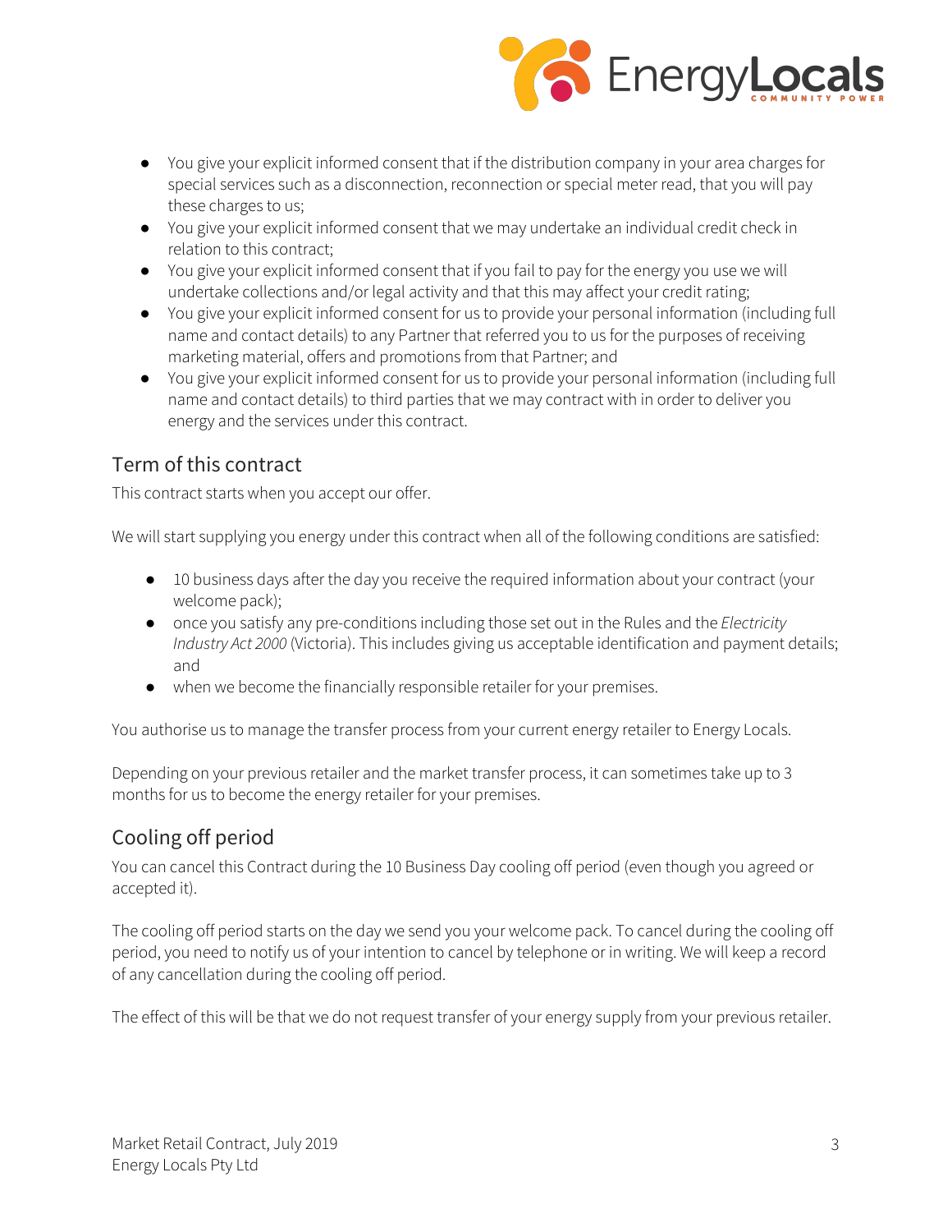- You give your explicit informed consent that if the distribution company in your area charges for special services such as a disconnection, reconnection or special meter read, that you will pay these charges to us;
- You give your explicit informed consent that we may undertake an individual credit check in relation to this contract;
- You give your explicit informed consent that if you fail to pay for the energy you use we will undertake collections and/or legal activity and that this may affect your credit rating;
- You give your explicit informed consent for us to provide your personal information (including full name and contact details) to any Partner that referred you to us for the purposes of receiving marketing material, offers and promotions from that Partner; and
- You give your explicit informed consent for us to provide your personal information (including full name and contact details) to third parties that we may contract with in order to deliver you energy and the services under this contract.

## Term of this contract

This contract starts when you accept our offer.

We will start supplying you energy under this contract when all of the following conditions are satisfied:

- 10 business days after the day you receive the required information about your contract (your welcome pack);
- once you satisfy any pre-conditions including those set out in the Rules and the *Electricity Industry Act 2000* (Victoria). This includes giving us acceptable identification and payment details; and
- when we become the financially responsible retailer for your premises.

You authorise us to manage the transfer process from your current energy retailer to Energy Locals.

Depending on your previous retailer and the market transfer process, it can sometimes take up to 3 months for us to become the energy retailer for your premises.

## Cooling off period

You can cancel this Contract during the 10 Business Day cooling off period (even though you agreed or accepted it).

The cooling off period starts on the day we send you your welcome pack. To cancel during the cooling off period, you need to notify us of your intention to cancel by telephone or in writing. We will keep a record of any cancellation during the cooling off period.

The effect of this will be that we do not request transfer of your energy supply from your previous retailer.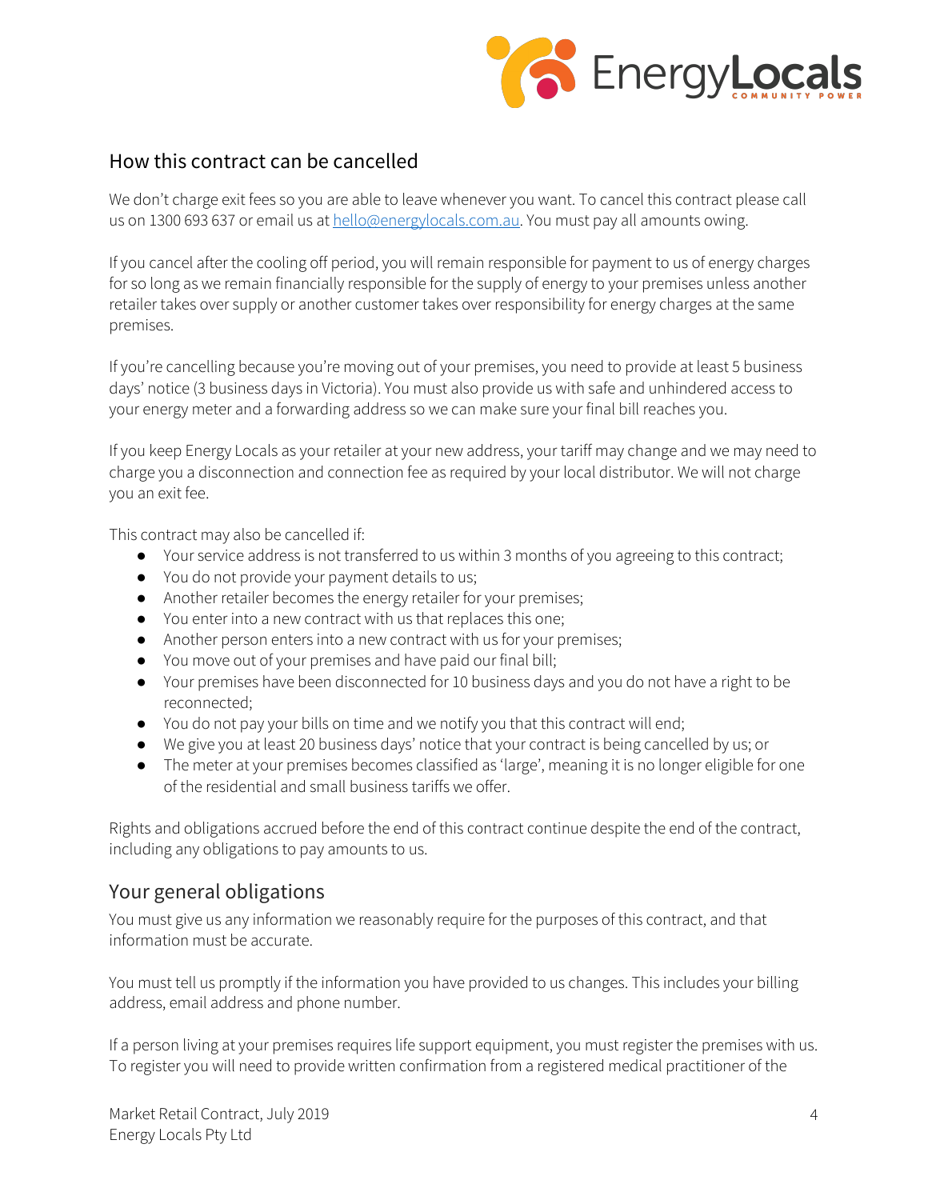## How this contract can be cancelled

We don't charge exit fees so you are able to leave whenever you want. To cancel this contract please call us on 1300 693 637 or email us at hello@energylocals.com.au. You must pay all amounts owing.

If you cancel after the cooling off period, you will remain responsible for payment to us of energy charges for so long as we remain financially responsible for the supply of energy to your premises unless another retailer takes over supply or another customer takes over responsibility for energy charges at the same premises.

If you're cancelling because you're moving out of your premises, you need to provide at least 5 business days' notice (3 business days in Victoria). You must also provide us with safe and unhindered access to your energy meter and a forwarding address so we can make sure your final bill reaches you.

If you keep Energy Locals as your retailer at your new address, your tariff may change and we may need to charge you a disconnection and connection fee as required by your local distributor. We will not charge you an exit fee.

This contract may also be cancelled if:

- Your service address is not transferred to us within 3 months of you agreeing to this contract;
- You do not provide your payment details to us;
- Another retailer becomes the energy retailer for your premises;
- You enter into a new contract with us that replaces this one;
- Another person enters into a new contract with us for your premises;
- You move out of your premises and have paid our final bill;
- Your premises have been disconnected for 10 business days and you do not have a right to be reconnected;
- You do not pay your bills on time and we notify you that this contract will end;
- We give you at least 20 business days' notice that your contract is being cancelled by us; or
- The meter at your premises becomes classified as 'large', meaning it is no longer eligible for one of the residential and small business tariffs we offer.

Rights and obligations accrued before the end of this contract continue despite the end of the contract, including any obligations to pay amounts to us.

## Your general obligations

You must give us any information we reasonably require for the purposes of this contract, and that information must be accurate.

You must tell us promptly if the information you have provided to us changes. This includes your billing address, email address and phone number.

If a person living at your premises requires life support equipment, you must register the premises with us. To register you will need to provide written confirmation from a registered medical practitioner of the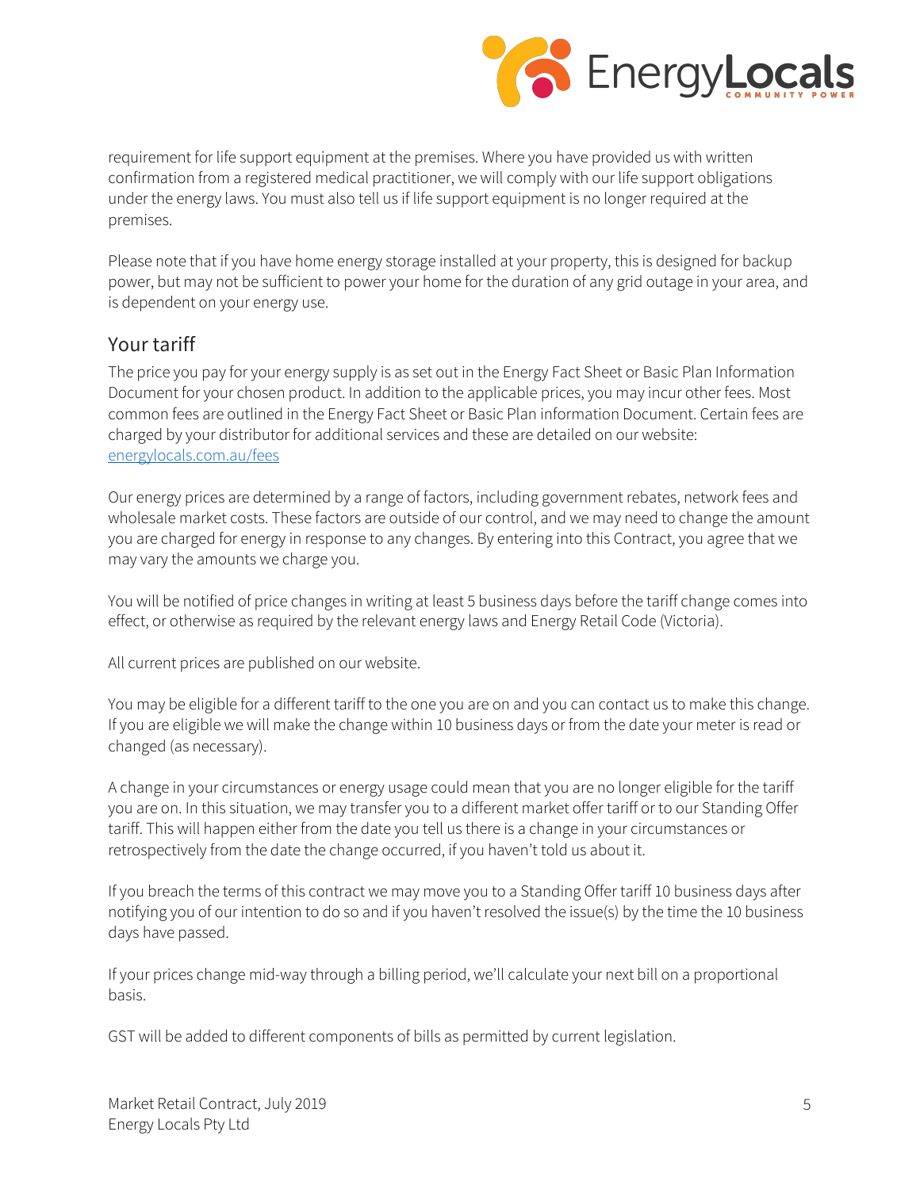requirement for life support equipment at the premises. Where you have provided us with written confirmation from a registered medical practitioner, we will comply with our life support obligations under the energy laws. You must also tell us if life support equipment is no longer required at the premises.

Please note that if you have home energy storage installed at your property, this is designed for backup power, but may not be sufficient to power your home for the duration of any grid outage in your area, and is dependent on your energy use.

## Your tariff

The price you pay for your energy supply is as set out in the Energy Fact Sheet or Basic Plan Information Document for your chosen product. In addition to the applicable prices, you may incur other fees. Most common fees are outlined in the Energy Fact Sheet or Basic Plan information Document. Certain fees are charged by your distributor for additional services and these are detailed on our website: [energylocals.com.au/fees](energylocals.com.au/fees)

Our energy prices are determined by a range of factors, including government rebates, network fees and wholesale market costs. These factors are outside of our control, and we may need to change the amount you are charged for energy in response to any changes. By entering into this Contract, you agree that we may vary the amounts we charge you.

You will be notified of price changes in writing at least 5 business days before the tariff change comes into effect, or otherwise as required by the relevant energy laws and Energy Retail Code (Victoria).

All current prices are published on our website.

You may be eligible for a different tariff to the one you are on and you can contact us to make this change. If you are eligible we will make the change within 10 business days or from the date your meter is read or changed (as necessary).

A change in your circumstances or energy usage could mean that you are no longer eligible for the tariff you are on. In this situation, we may transfer you to a different market offer tariff or to our Standing Offer tariff. This will happen either from the date you tell us there is a change in your circumstances or retrospectively from the date the change occurred, if you haven't told us about it.

If you breach the terms of this contract we may move you to a Standing Offer tariff 10 business days after notifying you of our intention to do so and if you haven't resolved the issue(s) by the time the 10 business days have passed.

If your prices change mid-way through a billing period, we'll calculate your next bill on a proportional basis.

GST will be added to different components of bills as permitted by current legislation.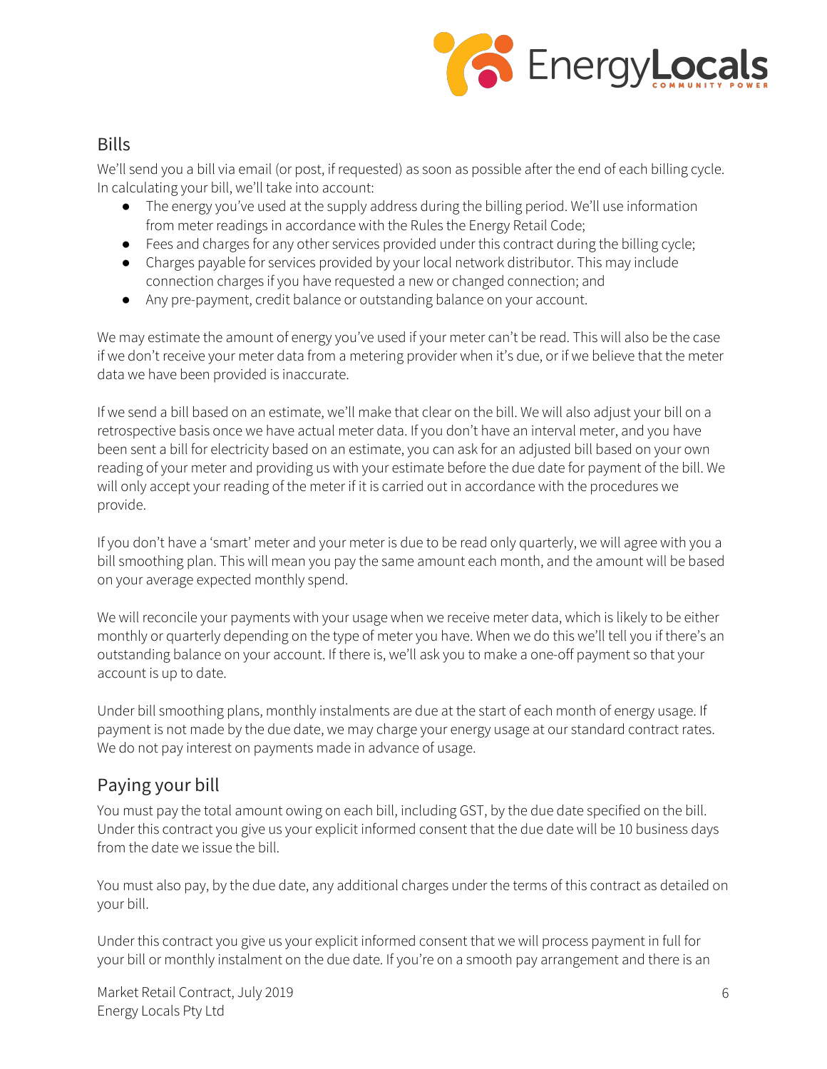## Bills

We'll send you a bill via email (or post, if requested) as soon as possible after the end of each billing cycle. In calculating your bill, we'll take into account:

- The energy you've used at the supply address during the billing period. We'll use information from meter readings in accordance with the Rules the Energy Retail Code;
- Fees and charges for any other services provided under this contract during the billing cycle;
- Charges payable for services provided by your local network distributor. This may include connection charges if you have requested a new or changed connection; and
- Any pre-payment, credit balance or outstanding balance on your account.

We may estimate the amount of energy you've used if your meter can't be read. This will also be the case if we don't receive your meter data from a metering provider when it's due, or if we believe that the meter data we have been provided is inaccurate.

If we send a bill based on an estimate, we'll make that clear on the bill. We will also adjust your bill on a retrospective basis once we have actual meter data. If you don't have an interval meter, and you have been sent a bill for electricity based on an estimate, you can ask for an adjusted bill based on your own reading of your meter and providing us with your estimate before the due date for payment of the bill. We will only accept your reading of the meter if it is carried out in accordance with the procedures we provide.

If you don't have a 'smart' meter and your meter is due to be read only quarterly, we will agree with you a bill smoothing plan. This will mean you pay the same amount each month, and the amount will be based on your average expected monthly spend.

We will reconcile your payments with your usage when we receive meter data, which is likely to be either monthly or quarterly depending on the type of meter you have. When we do this we'll tell you if there's an outstanding balance on your account. If there is, we'll ask you to make a one-off payment so that your account is up to date.

Under bill smoothing plans, monthly instalments are due at the start of each month of energy usage. If payment is not made by the due date, we may charge your energy usage at our standard contract rates. We do not pay interest on payments made in advance of usage.

## Paying your bill

You must pay the total amount owing on each bill, including GST, by the due date specified on the bill. Under this contract you give us your explicit informed consent that the due date will be 10 business days from the date we issue the bill.

You must also pay, by the due date, any additional charges under the terms of this contract as detailed on your bill.

Under this contract you give us your explicit informed consent that we will process payment in full for your bill or monthly instalment on the due date. If you're on a smooth pay arrangement and there is an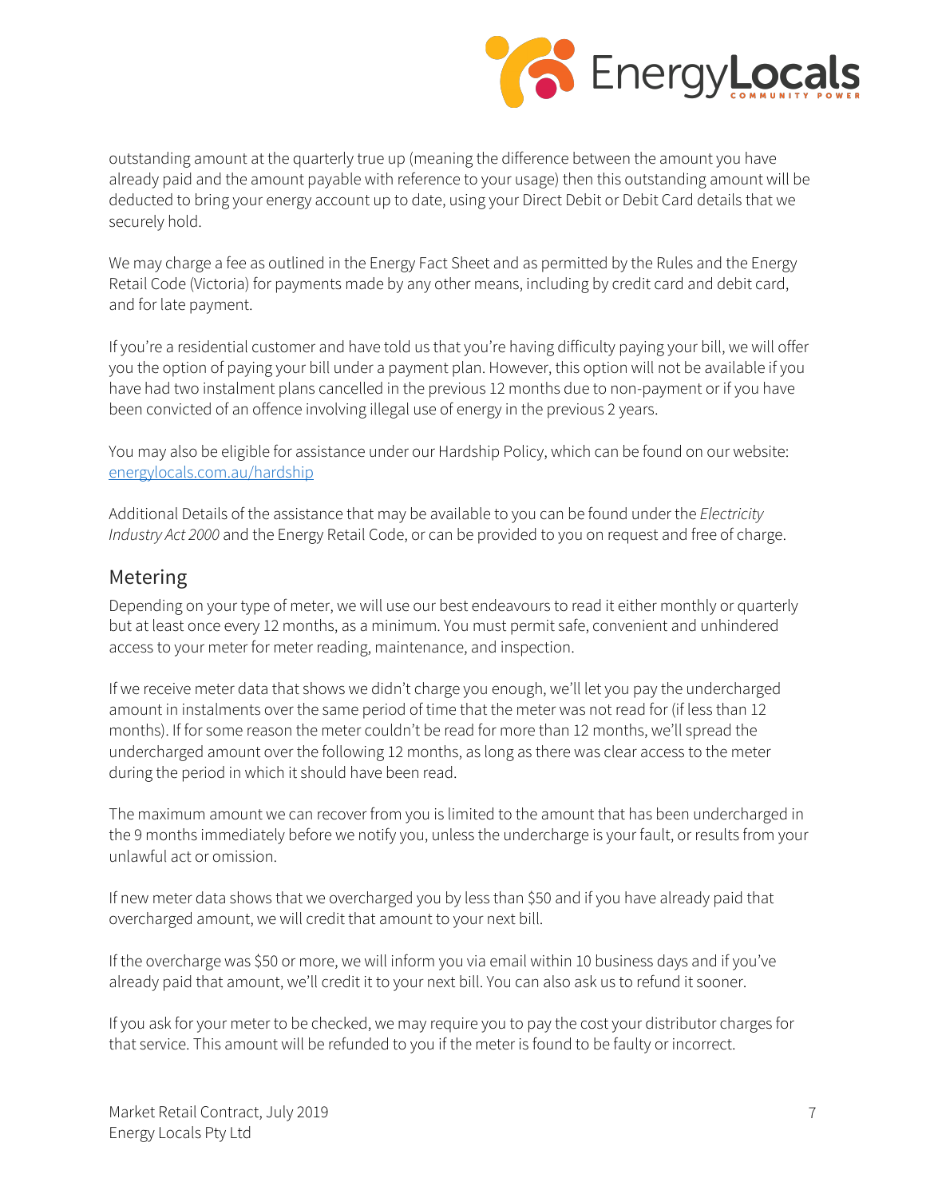outstanding amount at the quarterly true up (meaning the difference between the amount you have already paid and the amount payable with reference to your usage) then this outstanding amount will be deducted to bring your energy account up to date, using your Direct Debit or Debit Card details that we securely hold.

We may charge a fee as outlined in the Energy Fact Sheet and as permitted by the Rules and the Energy Retail Code (Victoria) for payments made by any other means, including by credit card and debit card, and for late payment.

If you're a residential customer and have told us that you're having difficulty paying your bill, we will offer you the option of paying your bill under a payment plan. However, this option will not be available if you have had two instalment plans cancelled in the previous 12 months due to non-payment or if you have been convicted of an offence involving illegal use of energy in the previous 2 years.

You may also be eligible for assistance under our Hardship Policy, which can be found on our website: [energylocals.com.au/hardship](energylocals.com.au/hardship)

Additional Details of the assistance that may be available to you can be found under the *Electricity Industry Act 2000* and the Energy Retail Code, or can be provided to you on request and free of charge.

## Metering

Depending on your type of meter, we will use our best endeavours to read it either monthly or quarterly but at least once every 12 months, as a minimum. You must permit safe, convenient and unhindered access to your meter for meter reading, maintenance, and inspection.

If we receive meter data that shows we didn't charge you enough, we'll let you pay the undercharged amount in instalments over the same period of time that the meter was not read for (if less than 12 months). If for some reason the meter couldn't be read for more than 12 months, we'll spread the undercharged amount over the following 12 months, as long as there was clear access to the meter during the period in which it should have been read.

The maximum amount we can recover from you is limited to the amount that has been undercharged in the 9 months immediately before we notify you, unless the undercharge is your fault, or results from your unlawful act or omission.

If new meter data shows that we overcharged you by less than $50 and if you have already paid that overcharged amount, we will credit that amount to your next bill.

If the overcharge was $50 or more, we will inform you via email within 10 business days and if you've already paid that amount, we'll credit it to your next bill. You can also ask us to refund it sooner.

If you ask for your meter to be checked, we may require you to pay the cost your distributor charges for that service. This amount will be refunded to you if the meter is found to be faulty or incorrect.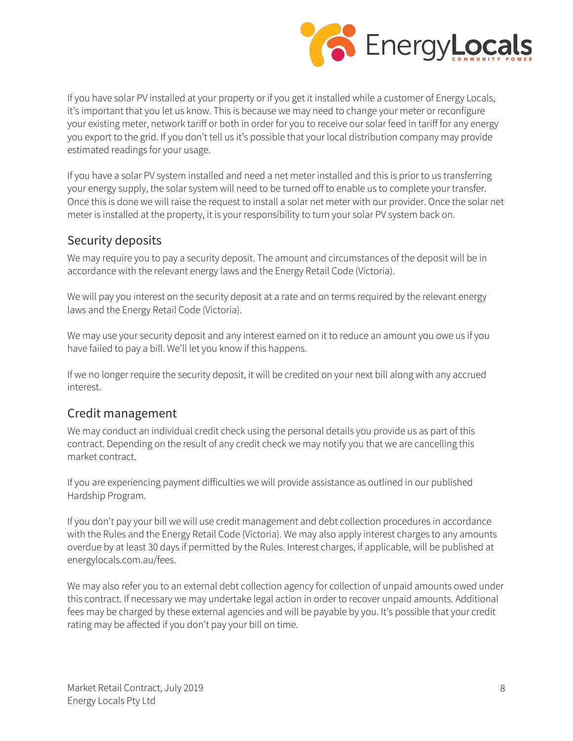If you have solar PV installed at your property or if you get it installed while a customer of Energy Locals, it's important that you let us know. This is because we may need to change your meter or reconfigure your existing meter, network tariff or both in order for you to receive our solar feed in tariff for any energy you export to the grid. If you don't tell us it's possible that your local distribution company may provide estimated readings for your usage.

If you have a solar PV system installed and need a net meter installed and this is prior to us transferring your energy supply, the solar system will need to be turned off to enable us to complete your transfer. Once this is done we will raise the request to install a solar net meter with our provider. Once the solar net meter is installed at the property, it is your responsibility to turn your solar PV system back on.

## Security deposits

We may require you to pay a security deposit. The amount and circumstances of the deposit will be in accordance with the relevant energy laws and the Energy Retail Code (Victoria).

We will pay you interest on the security deposit at a rate and on terms required by the relevant energy laws and the Energy Retail Code (Victoria).

We may use your security deposit and any interest earned on it to reduce an amount you owe us if you have failed to pay a bill. We'll let you know if this happens.

If we no longer require the security deposit, it will be credited on your next bill along with any accrued interest.

## Credit management

We may conduct an individual credit check using the personal details you provide us as part of this contract. Depending on the result of any credit check we may notify you that we are cancelling this market contract.

If you are experiencing payment difficulties we will provide assistance as outlined in our published Hardship Program.

If you don't pay your bill we will use credit management and debt collection procedures in accordance with the Rules and the Energy Retail Code (Victoria). We may also apply interest charges to any amounts overdue by at least 30 days if permitted by the Rules. Interest charges, if applicable, will be published at energylocals.com.au/fees.

We may also refer you to an external debt collection agency for collection of unpaid amounts owed under this contract. If necessary we may undertake legal action in order to recover unpaid amounts. Additional fees may be charged by these external agencies and will be payable by you. It's possible that your credit rating may be affected if you don't pay your bill on time.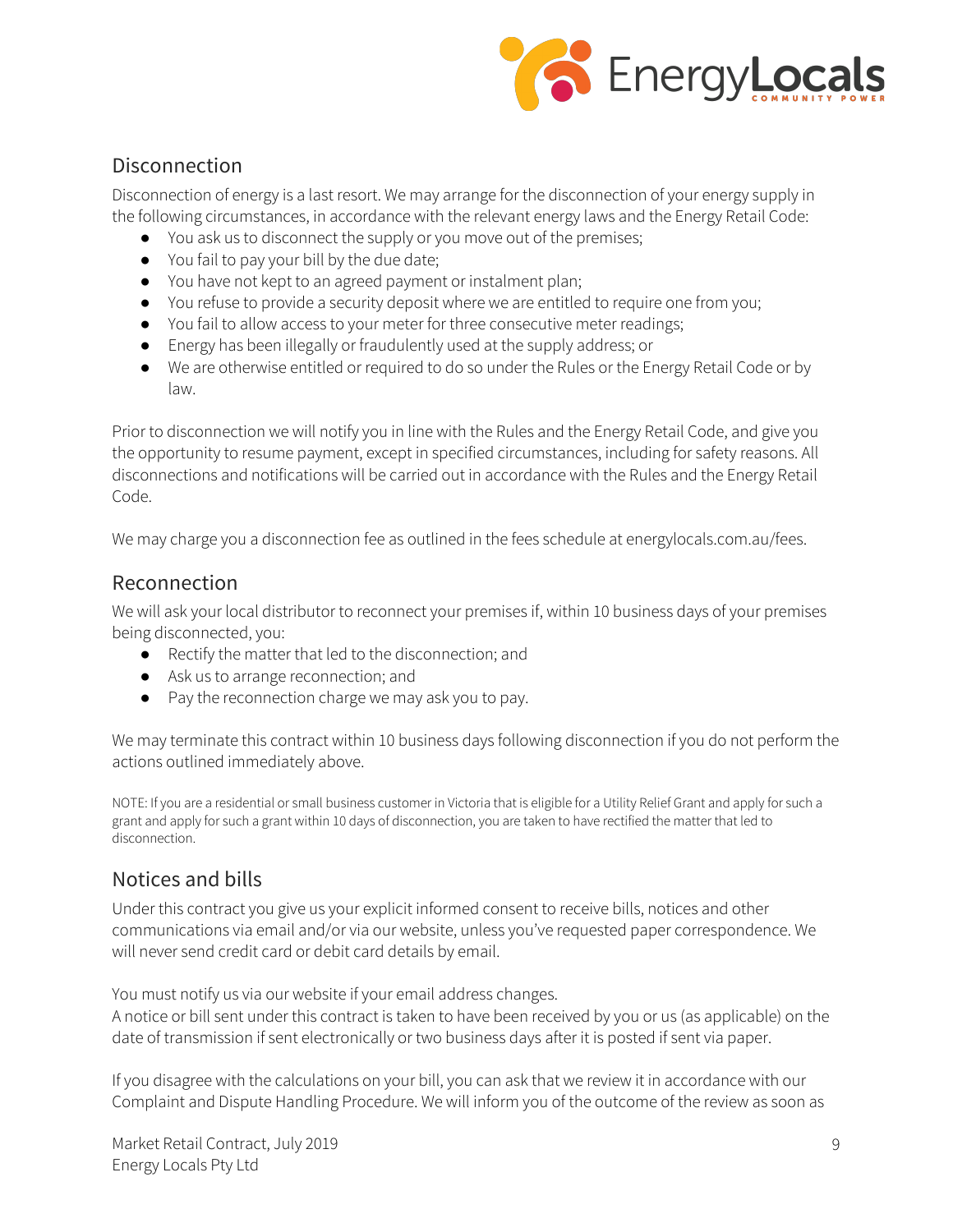## Disconnection

Disconnection of energy is a last resort. We may arrange for the disconnection of your energy supply in the following circumstances, in accordance with the relevant energy laws and the Energy Retail Code:

- You ask us to disconnect the supply or you move out of the premises;
- You fail to pay your bill by the due date;
- You have not kept to an agreed payment or instalment plan;
- You refuse to provide a security deposit where we are entitled to require one from you;
- You fail to allow access to your meter for three consecutive meter readings;
- Energy has been illegally or fraudulently used at the supply address; or
- We are otherwise entitled or required to do so under the Rules or the Energy Retail Code or by law.

Prior to disconnection we will notify you in line with the Rules and the Energy Retail Code, and give you the opportunity to resume payment, except in specified circumstances, including for safety reasons. All disconnections and notifications will be carried out in accordance with the Rules and the Energy Retail Code.

We may charge you a disconnection fee as outlined in the fees schedule at energylocals.com.au/fees.

## Reconnection

We will ask your local distributor to reconnect your premises if, within 10 business days of your premises being disconnected, you:

- Rectify the matter that led to the disconnection; and
- Ask us to arrange reconnection; and
- Pay the reconnection charge we may ask you to pay.

We may terminate this contract within 10 business days following disconnection if you do not perform the actions outlined immediately above.

NOTE: If you are a residential or small business customer in Victoria that is eligible for a Utility Relief Grant and apply for such a grant and apply for such a grant within 10 days of disconnection, you are taken to have rectified the matter that led to disconnection.

## Notices and bills

Under this contract you give us your explicit informed consent to receive bills, notices and other communications via email and/or via our website, unless you've requested paper correspondence. We will never send credit card or debit card details by email.

You must notify us via our website if your email address changes.
A notice or bill sent under this contract is taken to have been received by you or us (as applicable) on the date of transmission if sent electronically or two business days after it is posted if sent via paper.

If you disagree with the calculations on your bill, you can ask that we review it in accordance with our Complaint and Dispute Handling Procedure. We will inform you of the outcome of the review as soon as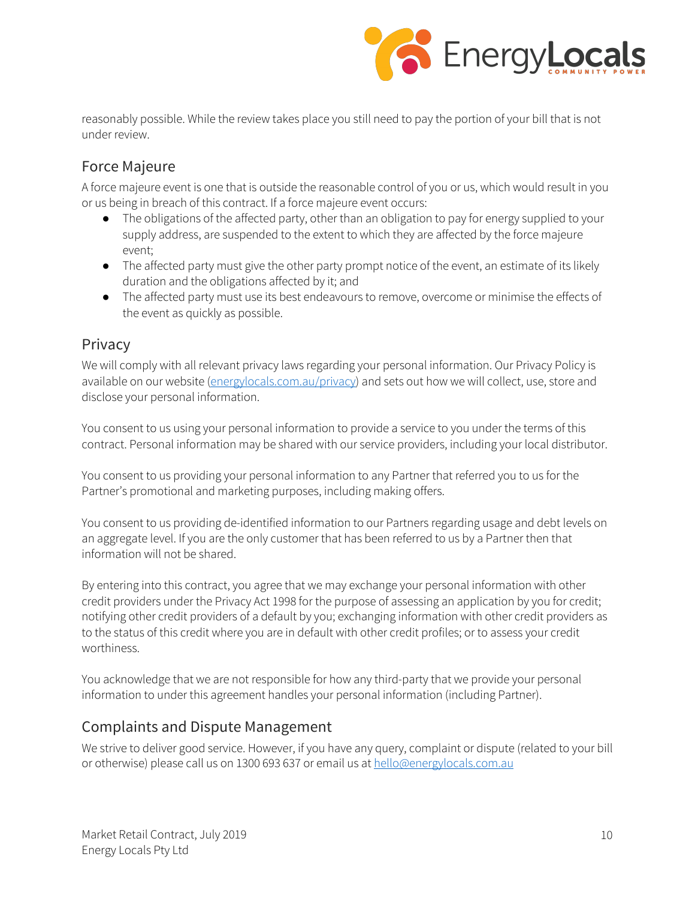reasonably possible. While the review takes place you still need to pay the portion of your bill that is not under review.

## Force Majeure

A force majeure event is one that is outside the reasonable control of you or us, which would result in you or us being in breach of this contract. If a force majeure event occurs:

- The obligations of the affected party, other than an obligation to pay for energy supplied to your supply address, are suspended to the extent to which they are affected by the force majeure event;
- The affected party must give the other party prompt notice of the event, an estimate of its likely duration and the obligations affected by it; and
- The affected party must use its best endeavours to remove, overcome or minimise the effects of the event as quickly as possible.

## Privacy

We will comply with all relevant privacy laws regarding your personal information. Our Privacy Policy is available on our website (energylocals.com.au/privacy) and sets out how we will collect, use, store and disclose your personal information.

You consent to us using your personal information to provide a service to you under the terms of this contract. Personal information may be shared with our service providers, including your local distributor.

You consent to us providing your personal information to any Partner that referred you to us for the Partner's promotional and marketing purposes, including making offers.

You consent to us providing de-identified information to our Partners regarding usage and debt levels on an aggregate level. If you are the only customer that has been referred to us by a Partner then that information will not be shared.

By entering into this contract, you agree that we may exchange your personal information with other credit providers under the Privacy Act 1998 for the purpose of assessing an application by you for credit; notifying other credit providers of a default by you; exchanging information with other credit providers as to the status of this credit where you are in default with other credit profiles; or to assess your credit worthiness.

You acknowledge that we are not responsible for how any third-party that we provide your personal information to under this agreement handles your personal information (including Partner).

## Complaints and Dispute Management

We strive to deliver good service. However, if you have any query, complaint or dispute (related to your bill or otherwise) please call us on 1300 693 637 or email us at hello@energylocals.com.au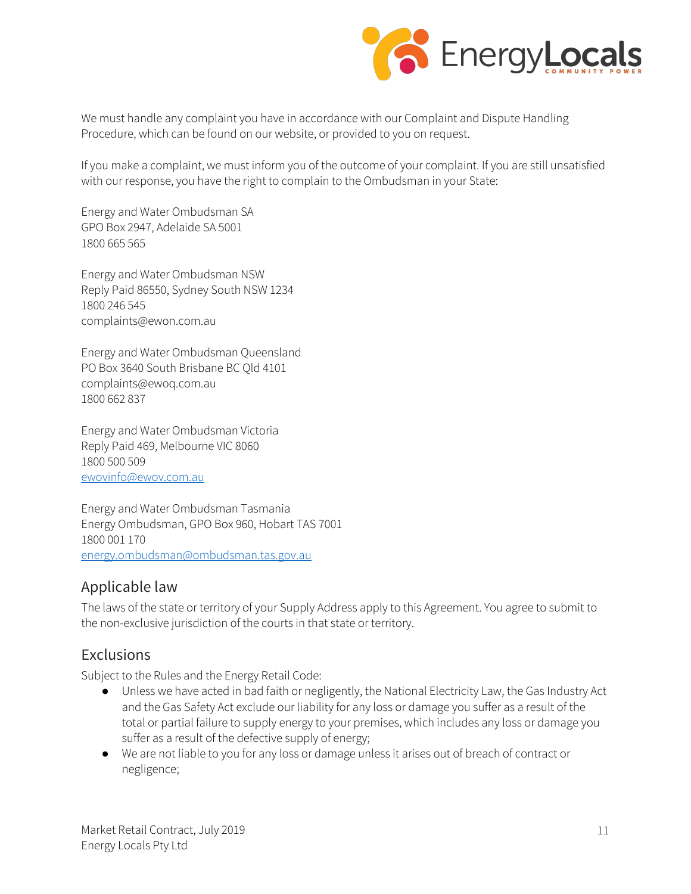We must handle any complaint you have in accordance with our Complaint and Dispute Handling Procedure, which can be found on our website, or provided to you on request.

If you make a complaint, we must inform you of the outcome of your complaint. If you are still unsatisfied with our response, you have the right to complain to the Ombudsman in your State:

Energy and Water Ombudsman SA
GPO Box 2947, Adelaide SA 5001
1800 665 565

Energy and Water Ombudsman NSW
Reply Paid 86550, Sydney South NSW 1234
1800 246 545
complaints@ewon.com.au

Energy and Water Ombudsman Queensland
PO Box 3640 South Brisbane BC Qld 4101
complaints@ewoq.com.au
1800 662 837

Energy and Water Ombudsman Victoria
Reply Paid 469, Melbourne VIC 8060
1800 500 509
ewovinfo@ewov.com.au

Energy and Water Ombudsman Tasmania
Energy Ombudsman, GPO Box 960, Hobart TAS 7001
1800 001 170
energy.ombudsman@ombudsman.tas.gov.au

## Applicable law

The laws of the state or territory of your Supply Address apply to this Agreement. You agree to submit to the non-exclusive jurisdiction of the courts in that state or territory.

## Exclusions

Subject to the Rules and the Energy Retail Code:

- Unless we have acted in bad faith or negligently, the National Electricity Law, the Gas Industry Act and the Gas Safety Act exclude our liability for any loss or damage you suffer as a result of the total or partial failure to supply energy to your premises, which includes any loss or damage you suffer as a result of the defective supply of energy;
- We are not liable to you for any loss or damage unless it arises out of breach of contract or negligence;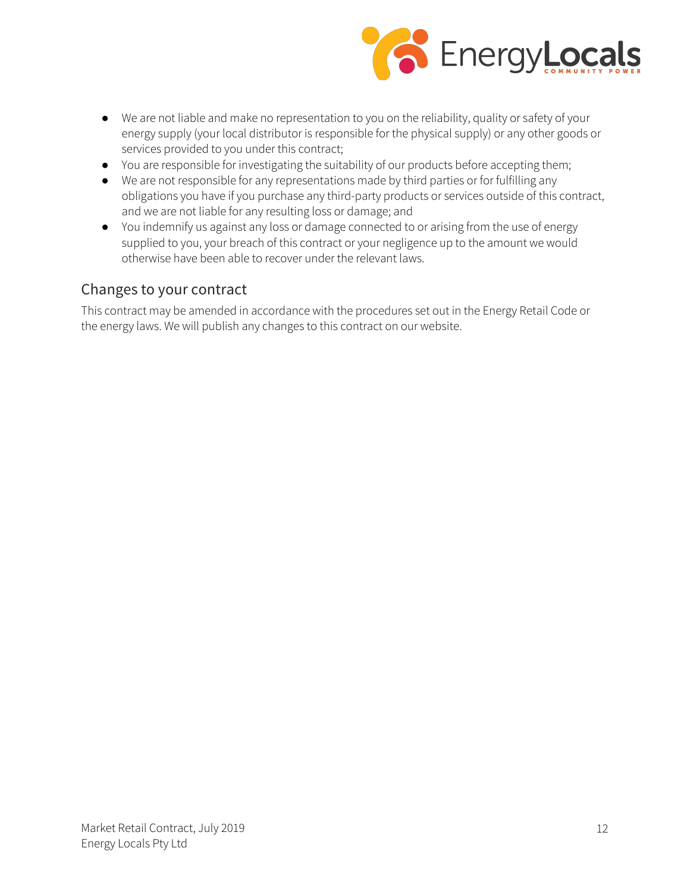- We are not liable and make no representation to you on the reliability, quality or safety of your energy supply (your local distributor is responsible for the physical supply) or any other goods or services provided to you under this contract;
- You are responsible for investigating the suitability of our products before accepting them;
- We are not responsible for any representations made by third parties or for fulfilling any obligations you have if you purchase any third-party products or services outside of this contract, and we are not liable for any resulting loss or damage; and
- You indemnify us against any loss or damage connected to or arising from the use of energy supplied to you, your breach of this contract or your negligence up to the amount we would otherwise have been able to recover under the relevant laws.

## Changes to your contract

This contract may be amended in accordance with the procedures set out in the Energy Retail Code or the energy laws. We will publish any changes to this contract on our website.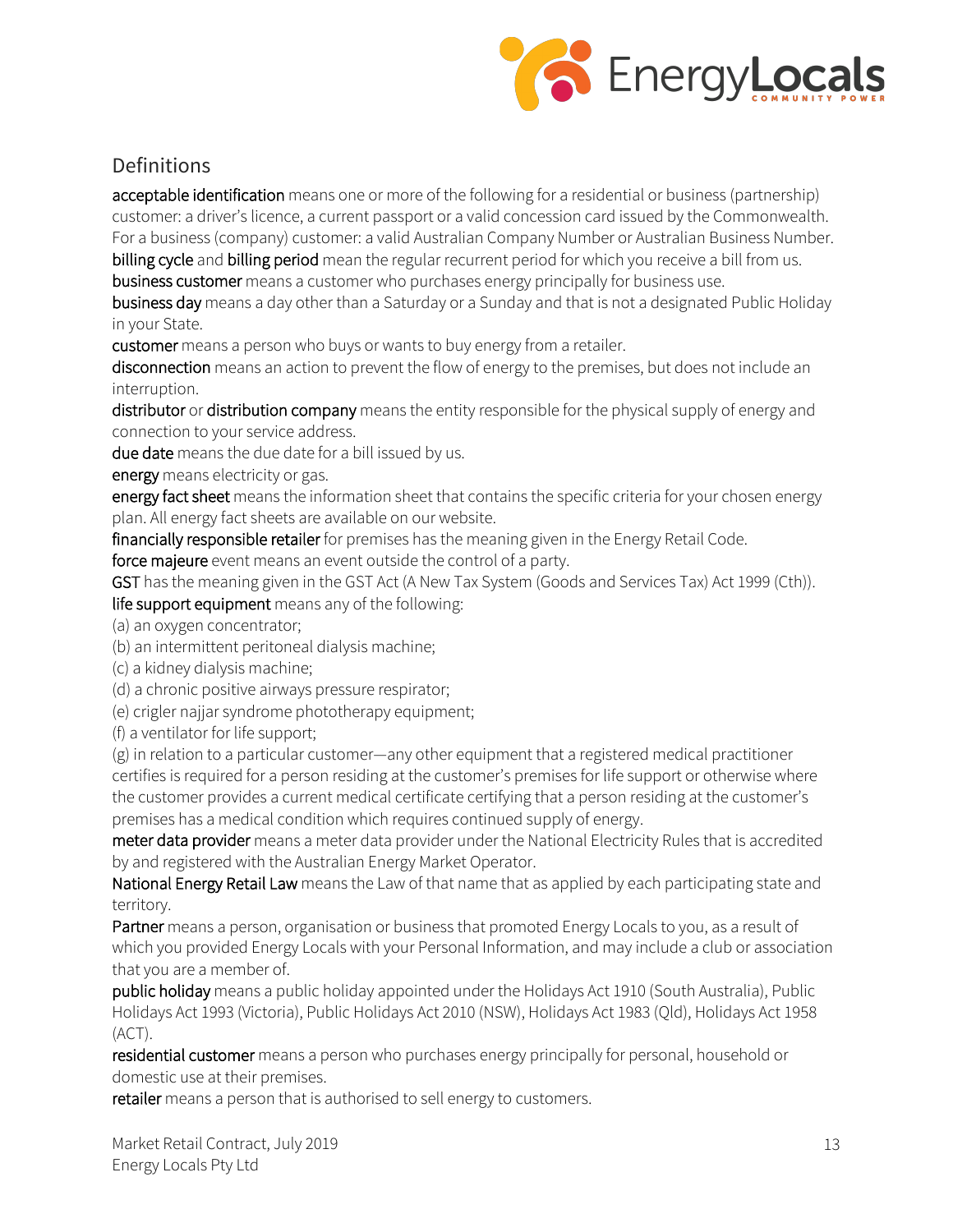## Definitions

**acceptable identification** means one or more of the following for a residential or business (partnership) customer: a driver's licence, a current passport or a valid concession card issued by the Commonwealth. For a business (company) customer: a valid Australian Company Number or Australian Business Number.

**billing cycle** and **billing period** mean the regular recurrent period for which you receive a bill from us.

**business customer** means a customer who purchases energy principally for business use.

**business day** means a day other than a Saturday or a Sunday and that is not a designated Public Holiday in your State.

**customer** means a person who buys or wants to buy energy from a retailer.

**disconnection** means an action to prevent the flow of energy to the premises, but does not include an interruption.

**distributor** or **distribution company** means the entity responsible for the physical supply of energy and connection to your service address.

**due date** means the due date for a bill issued by us.

**energy** means electricity or gas.

**energy fact sheet** means the information sheet that contains the specific criteria for your chosen energy plan. All energy fact sheets are available on our website.

**financially responsible retailer** for premises has the meaning given in the Energy Retail Code.

**force majeure** event means an event outside the control of a party.

**GST** has the meaning given in the GST Act (A New Tax System (Goods and Services Tax) Act 1999 (Cth)).

**life support equipment** means any of the following:

(a) an oxygen concentrator;
(b) an intermittent peritoneal dialysis machine;
(c) a kidney dialysis machine;
(d) a chronic positive airways pressure respirator;
(e) crigler najjar syndrome phototherapy equipment;
(f) a ventilator for life support;
(g) in relation to a particular customer—any other equipment that a registered medical practitioner certifies is required for a person residing at the customer's premises for life support or otherwise where the customer provides a current medical certificate certifying that a person residing at the customer's premises has a medical condition which requires continued supply of energy.

**meter data provider** means a meter data provider under the National Electricity Rules that is accredited by and registered with the Australian Energy Market Operator.

**National Energy Retail Law** means the Law of that name that as applied by each participating state and territory.

**Partner** means a person, organisation or business that promoted Energy Locals to you, as a result of which you provided Energy Locals with your Personal Information, and may include a club or association that you are a member of.

**public holiday** means a public holiday appointed under the Holidays Act 1910 (South Australia), Public Holidays Act 1993 (Victoria), Public Holidays Act 2010 (NSW), Holidays Act 1983 (Qld), Holidays Act 1958 (ACT).

**residential customer** means a person who purchases energy principally for personal, household or domestic use at their premises.

**retailer** means a person that is authorised to sell energy to customers.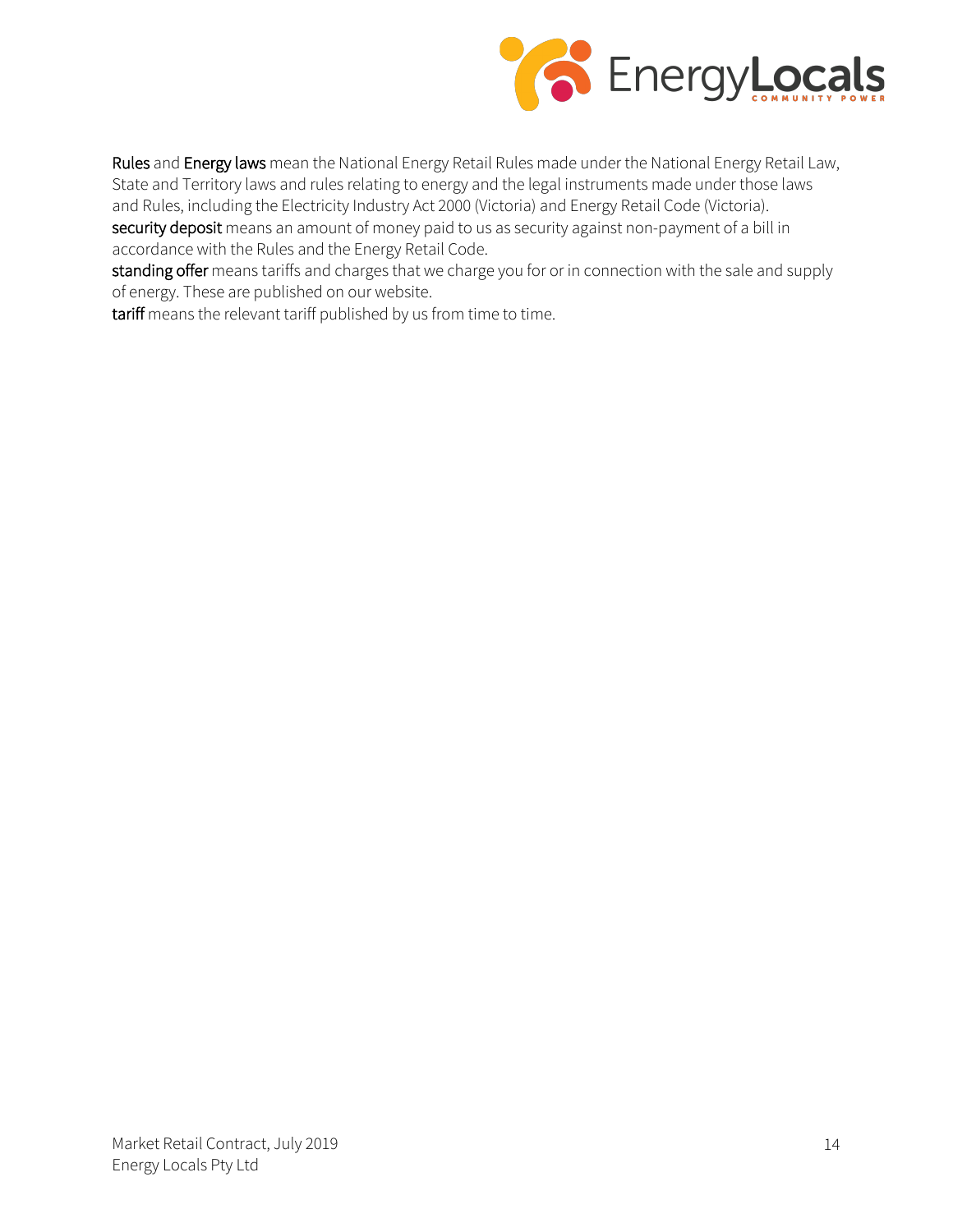**Rules** and **Energy laws** mean the National Energy Retail Rules made under the National Energy Retail Law, State and Territory laws and rules relating to energy and the legal instruments made under those laws and Rules, including the Electricity Industry Act 2000 (Victoria) and Energy Retail Code (Victoria).

**security deposit** means an amount of money paid to us as security against non-payment of a bill in accordance with the Rules and the Energy Retail Code.

**standing offer** means tariffs and charges that we charge you for or in connection with the sale and supply of energy. These are published on our website.

**tariff** means the relevant tariff published by us from time to time.